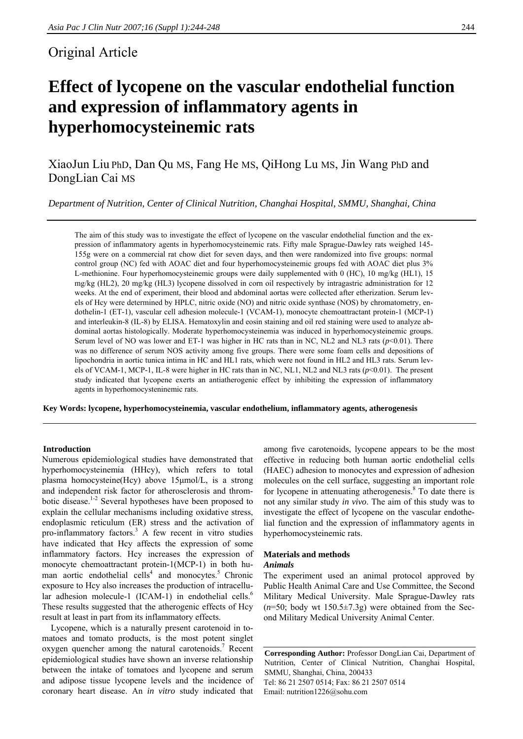Original Article

# Effect of lycopene on the vascular endothelial function and expression of inflammatory agents in hyperhomocysteinemic rats

XiaoJun Liu PhD, Dan Qu MS, Fang He MS, QiHong Lu MS, Jin Wang PhD and DongLian Cai MS

*Department of Nutrition, Center of Clinical Nutrition, Changhai Hospital, SMMU, Shanghai, China*

The aim of this study was to investigate the effect of lycopene on the vascular endothelial function and the expression of inflammatory agents in hyperhomocysteinemic rats. Fifty male Sprague-Dawley rats weighed 145-155g were on a commercial rat chow diet for seven days, and then were randomized into five groups: normal control group (NC) fed with AOAC diet and four hyperhomocysteinemic groups fed with AOAC diet plus 3% L-methionine. Four hyperhomocysteinemic groups were daily supplemented with 0 (HC), 10 mg/kg (HL1), 15 mg/kg (HL2), 20 mg/kg (HL3) lycopene dissolved in corn oil respectively by intragastric administration for 12 weeks. At the end of experiment, their blood and abdominal aortas were collected after etherization. Serum levels of Hcy were determined by HPLC, nitric oxide (NO) and nitric oxide synthase (NOS) by chromatometry, endothelin-1 (ET-1), vascular cell adhesion molecule-1 (VCAM-1), monocyte chemoattractant protein-1 (MCP-1) and interleukin-8 (IL-8) by ELISA. Hematoxylin and eosin staining and oil red staining were used to analyze abdominal aortas histologically. Moderate hyperhomocysteinemia was induced in hyperhomocysteinemic groups. Serum level of NO was lower and ET-1 was higher in HC rats than in NC, NL2 and NL3 rats ($p<0.01$). There was no difference of serum NOS activity among five groups. There were some foam cells and depositions of lipochondria in aortic tunica intima in HC and HL1 rats, which were not found in HL2 and HL3 rats. Serum levels of VCAM-1, MCP-1, IL-8 were higher in HC rats than in NC, NL1, NL2 and NL3 rats ($p<0.01$). The present study indicated that lycopene exerts an antiatherogenic effect by inhibiting the expression of inflammatory agents in hyperhomocysteninemic rats.

**Key Words: lycopene, hyperhomocysteinemia, vascular endothelium, inflammatory agents, atherogenesis**

## Introduction

Numerous epidemiological studies have demonstrated that hyperhomocysteinemia (HHcy), which refers to total plasma homocysteine(Hcy) above 15μmol/L, is a strong and independent risk factor for atherosclerosis and thrombotic disease.[1-2] Several hypotheses have been proposed to explain the cellular mechanisms including oxidative stress, endoplasmic reticulum (ER) stress and the activation of pro-inflammatory factors.[3] A few recent in vitro studies have indicated that Hcy affects the expression of some inflammatory factors. Hcy increases the expression of monocyte chemoattractant protein-1(MCP-1) in both human aortic endothelial cells[4] and monocytes.[5] Chronic exposure to Hcy also increases the production of intracellular adhesion molecule-1 (ICAM-1) in endothelial cells.[6] These results suggested that the atherogenic effects of Hcy result at least in part from its inflammatory effects.

Lycopene, which is a naturally present carotenoid in tomatoes and tomato products, is the most potent singlet oxygen quencher among the natural carotenoids.[7] Recent epidemiological studies have shown an inverse relationship between the intake of tomatoes and lycopene and serum and adipose tissue lycopene levels and the incidence of coronary heart disease. An *in vitro* study indicated that among five carotenoids, lycopene appears to be the most effective in reducing both human aortic endothelial cells (HAEC) adhesion to monocytes and expression of adhesion molecules on the cell surface, suggesting an important role for lycopene in attenuating atherogenesis.[8] To date there is not any similar study *in vivo*. The aim of this study was to investigate the effect of lycopene on the vascular endothelial function and the expression of inflammatory agents in hyperhomocysteinemic rats.

## Materials and methods

### *Animals*

The experiment used an animal protocol approved by Public Health Animal Care and Use Committee, the Second Military Medical University. Male Sprague-Dawley rats ($n$=50; body wt 150.5±7.3g) were obtained from the Second Military Medical University Animal Center.

**Corresponding Author:** Professor DongLian Cai, Department of Nutrition, Center of Clinical Nutrition, Changhai Hospital, SMMU, Shanghai, China, 200433
Tel: 86 21 2507 0514; Fax: 86 21 2507 0514
Email: nutrition1226@sohu.com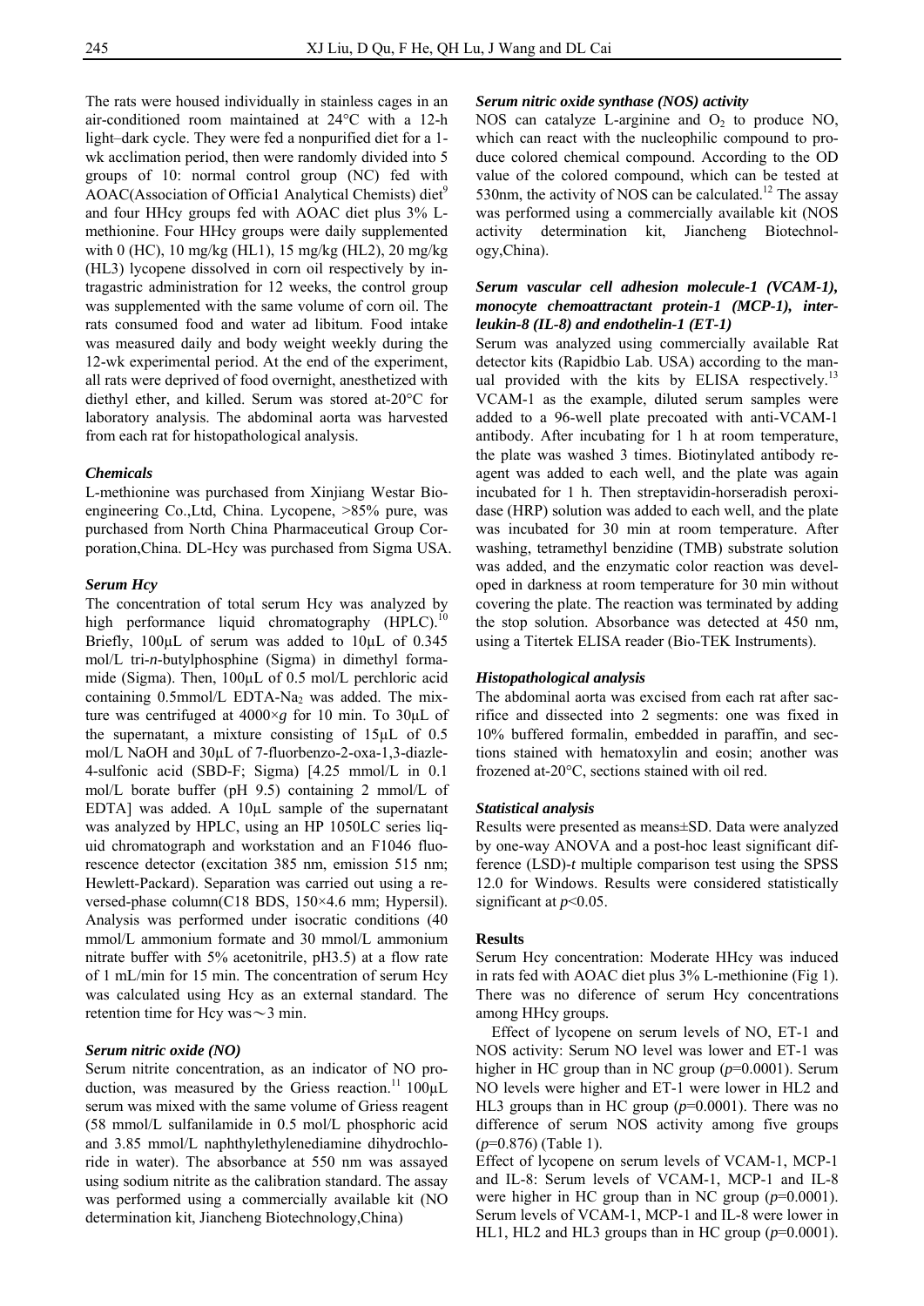The rats were housed individually in stainless cages in an air-conditioned room maintained at 24°C with a 12-h light–dark cycle. They were fed a nonpurified diet for a 1-wk acclimation period, then were randomly divided into 5 groups of 10: normal control group (NC) fed with AOAC(Association of Officia1 Analytical Chemists) diet[9] and four HHcy groups fed with AOAC diet plus 3% L-methionine. Four HHcy groups were daily supplemented with 0 (HC), 10 mg/kg (HL1), 15 mg/kg (HL2), 20 mg/kg (HL3) lycopene dissolved in corn oil respectively by intragastric administration for 12 weeks, the control group was supplemented with the same volume of corn oil. The rats consumed food and water ad libitum. Food intake was measured daily and body weight weekly during the 12-wk experimental period. At the end of the experiment, all rats were deprived of food overnight, anesthetized with diethyl ether, and killed. Serum was stored at-20°C for laboratory analysis. The abdominal aorta was harvested from each rat for histopathological analysis.

### *Chemicals*

L-methionine was purchased from Xinjiang Westar Bioengineering Co.,Ltd, China. Lycopene, >85% pure, was purchased from North China Pharmaceutical Group Corporation,China. DL-Hcy was purchased from Sigma USA.

### *Serum Hcy*

The concentration of total serum Hcy was analyzed by high performance liquid chromatography (HPLC).[10] Briefly, 100μL of serum was added to 10μL of 0.345 mol/L tri-*n*-butylphosphine (Sigma) in dimethyl formamide (Sigma). Then, 100μL of 0.5 mol/L perchloric acid containing 0.5mmol/L EDTA-$Na_2$ was added. The mixture was centrifuged at 4000×*g* for 10 min. To 30μL of the supernatant, a mixture consisting of 15μL of 0.5 mol/L NaOH and 30μL of 7-fluorbenzo-2-oxa-1,3-diazle-4-sulfonic acid (SBD-F; Sigma) [4.25 mmol/L in 0.1 mol/L borate buffer (pH 9.5) containing 2 mmol/L of EDTA] was added. A 10μL sample of the supernatant was analyzed by HPLC, using an HP 1050LC series liquid chromatograph and workstation and an F1046 fluorescence detector (excitation 385 nm, emission 515 nm; Hewlett-Packard). Separation was carried out using a reversed-phase column(C18 BDS, 150×4.6 mm; Hypersil). Analysis was performed under isocratic conditions (40 mmol/L ammonium formate and 30 mmol/L ammonium nitrate buffer with 5% acetonitrile, pH3.5) at a flow rate of 1 mL/min for 15 min. The concentration of serum Hcy was calculated using Hcy as an external standard. The retention time for Hcy was～3 min.

### *Serum nitric oxide (NO)*

Serum nitrite concentration, as an indicator of NO production, was measured by the Griess reaction.[11] 100μL serum was mixed with the same volume of Griess reagent (58 mmol/L sulfanilamide in 0.5 mol/L phosphoric acid and 3.85 mmol/L naphthylethylenediamine dihydrochloride in water). The absorbance at 550 nm was assayed using sodium nitrite as the calibration standard. The assay was performed using a commercially available kit (NO determination kit, Jiancheng Biotechnology,China)

### *Serum nitric oxide synthase (NOS) activity*

NOS can catalyze L-arginine and $O_2$ to produce NO, which can react with the nucleophilic compound to produce colored chemical compound. According to the OD value of the colored compound, which can be tested at 530nm, the activity of NOS can be calculated.[12] The assay was performed using a commercially available kit (NOS activity determination kit, Jiancheng Biotechnology,China).

### *Serum vascular cell adhesion molecule-1 (VCAM-1), monocyte chemoattractant protein-1 (MCP-1), interleukin-8 (IL-8) and endothelin-1 (ET-1)*

Serum was analyzed using commercially available Rat detector kits (Rapidbio Lab. USA) according to the manual provided with the kits by ELISA respectively.[13] VCAM-1 as the example, diluted serum samples were added to a 96-well plate precoated with anti-VCAM-1 antibody. After incubating for 1 h at room temperature, the plate was washed 3 times. Biotinylated antibody reagent was added to each well, and the plate was again incubated for 1 h. Then streptavidin-horseradish peroxidase (HRP) solution was added to each well, and the plate was incubated for 30 min at room temperature. After washing, tetramethyl benzidine (TMB) substrate solution was added, and the enzymatic color reaction was developed in darkness at room temperature for 30 min without covering the plate. The reaction was terminated by adding the stop solution. Absorbance was detected at 450 nm, using a Titertek ELISA reader (Bio-TEK Instruments).

### *Histopathological analysis*

The abdominal aorta was excised from each rat after sacrifice and dissected into 2 segments: one was fixed in 10% buffered formalin, embedded in paraffin, and sections stained with hematoxylin and eosin; another was frozened at-20°C, sections stained with oil red.

### *Statistical analysis*

Results were presented as means±SD. Data were analyzed by one-way ANOVA and a post-hoc least significant difference (LSD)-*t* multiple comparison test using the SPSS 12.0 for Windows. Results were considered statistically significant at $p<0.05$.

### **Results**

Serum Hcy concentration: Moderate HHcy was induced in rats fed with AOAC diet plus 3% L-methionine (Fig 1). There was no diference of serum Hcy concentrations among HHcy groups.

Effect of lycopene on serum levels of NO, ET-1 and NOS activity: Serum NO level was lower and ET-1 was higher in HC group than in NC group ($p$=0.0001). Serum NO levels were higher and ET-1 were lower in HL2 and HL3 groups than in HC group ($p$=0.0001). There was no difference of serum NOS activity among five groups ($p$=0.876) (Table 1).

Effect of lycopene on serum levels of VCAM-1, MCP-1 and IL-8: Serum levels of VCAM-1, MCP-1 and IL-8 were higher in HC group than in NC group ($p$=0.0001). Serum levels of VCAM-1, MCP-1 and IL-8 were lower in HL1, HL2 and HL3 groups than in HC group ($p$=0.0001).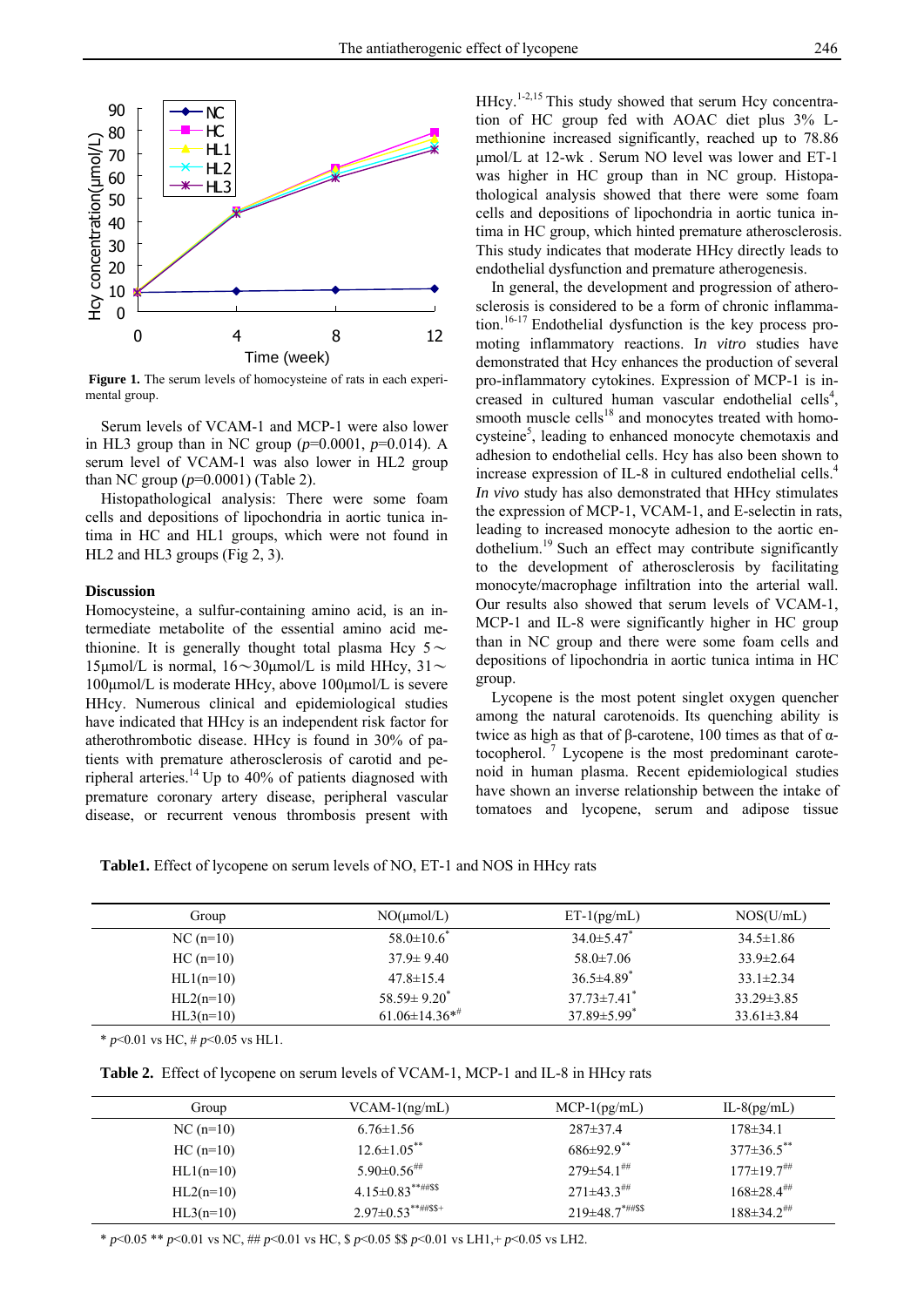Figure 1. The serum levels of homocysteine of rats in each experimental group.

Serum levels of VCAM-1 and MCP-1 were also lower in HL3 group than in NC group ($p$=0.0001, $p$=0.014). A serum level of VCAM-1 was also lower in HL2 group than NC group ($p$=0.0001) (Table 2).

Histopathological analysis: There were some foam cells and depositions of lipochondria in aortic tunica intima in HC and HL1 groups, which were not found in HL2 and HL3 groups (Fig 2, 3).

## Discussion

Homocysteine, a sulfur-containing amino acid, is an intermediate metabolite of the essential amino acid methionine. It is generally thought total plasma Hcy 5～15μmol/L is normal, 16～30μmol/L is mild HHcy, 31～100μmol/L is moderate HHcy, above 100μmol/L is severe HHcy. Numerous clinical and epidemiological studies have indicated that HHcy is an independent risk factor for atherothrombotic disease. HHcy is found in 30% of patients with premature atherosclerosis of carotid and peripheral arteries.[14] Up to 40% of patients diagnosed with premature coronary artery disease, peripheral vascular disease, or recurrent venous thrombosis present with HHcy.[1-2,15] This study showed that serum Hcy concentration of HC group fed with AOAC diet plus 3% L-methionine increased significantly, reached up to 78.86 μmol/L at 12-wk . Serum NO level was lower and ET-1 was higher in HC group than in NC group. Histopathological analysis showed that there were some foam cells and depositions of lipochondria in aortic tunica intima in HC group, which hinted premature atherosclerosis. This study indicates that moderate HHcy directly leads to endothelial dysfunction and premature atherogenesis.

In general, the development and progression of atherosclerosis is considered to be a form of chronic inflammation.[16-17] Endothelial dysfunction is the key process promoting inflammatory reactions. I*n vitro* studies have demonstrated that Hcy enhances the production of several pro-inflammatory cytokines. Expression of MCP-1 is increased in cultured human vascular endothelial cells[4], smooth muscle cells[18] and monocytes treated with homocysteine[5], leading to enhanced monocyte chemotaxis and adhesion to endothelial cells. Hcy has also been shown to increase expression of IL-8 in cultured endothelial cells.[4] *In vivo* study has also demonstrated that HHcy stimulates the expression of MCP-1, VCAM-1, and E-selectin in rats, leading to increased monocyte adhesion to the aortic endothelium.[19] Such an effect may contribute significantly to the development of atherosclerosis by facilitating monocyte/macrophage infiltration into the arterial wall. Our results also showed that serum levels of VCAM-1, MCP-1 and IL-8 were significantly higher in HC group than in NC group and there were some foam cells and depositions of lipochondria in aortic tunica intima in HC group.

Lycopene is the most potent singlet oxygen quencher among the natural carotenoids. Its quenching ability is twice as high as that of β-carotene, 100 times as that of α-tocopherol.[7] Lycopene is the most predominant carotenoid in human plasma. Recent epidemiological studies have shown an inverse relationship between the intake of tomatoes and lycopene, serum and adipose tissue

**Table1.** Effect of lycopene on serum levels of NO, ET-1 and NOS in HHcy rats

| Group | NO(μmol/L) | ET-1(pg/mL) | NOS(U/mL) |
|---|---|---|---|
| NC (n=10) | 58.0±10.6* | 34.0±5.47* | 34.5±1.86 |
| HC (n=10) | 37.9± 9.40 | 58.0±7.06 | 33.9±2.64 |
| HL1(n=10) | 47.8±15.4 | 36.5±4.89* | 33.1±2.34 |
| HL2(n=10) | 58.59± 9.20* | 37.73±7.41* | 33.29±3.85 |
| HL3(n=10) | 61.06±14.36*# | 37.89±5.99* | 33.61±3.84 |

* $p$<0.01 vs HC, # $p$<0.05 vs HL1.

**Table 2.** Effect of lycopene on serum levels of VCAM-1, MCP-1 and IL-8 in HHcy rats

| Group | VCAM-1(ng/mL) | MCP-1(pg/mL) | IL-8(pg/mL) |
|---|---|---|---|
| NC (n=10) | 6.76±1.56 | 287±37.4 | 178±34.1 |
| HC (n=10) | 12.6±1.05** | 686±92.9** | 377±36.5** |
| HL1(n=10) | 5.90±0.56## | 279±54.1## | 177±19.7## |
| HL2(n=10) | 4.15±0.83**##$$ | 271±43.3## | 168±28.4## |
| HL3(n=10) | 2.97±0.53**##$$+ | 219±48.7*##$$ | 188±34.2## |

* $p$<0.05 ** $p$<0.01 vs NC, ## $p$<0.01 vs HC, $ $p$<0.05 $$ $p$<0.01 vs LH1,+ $p$<0.05 vs LH2.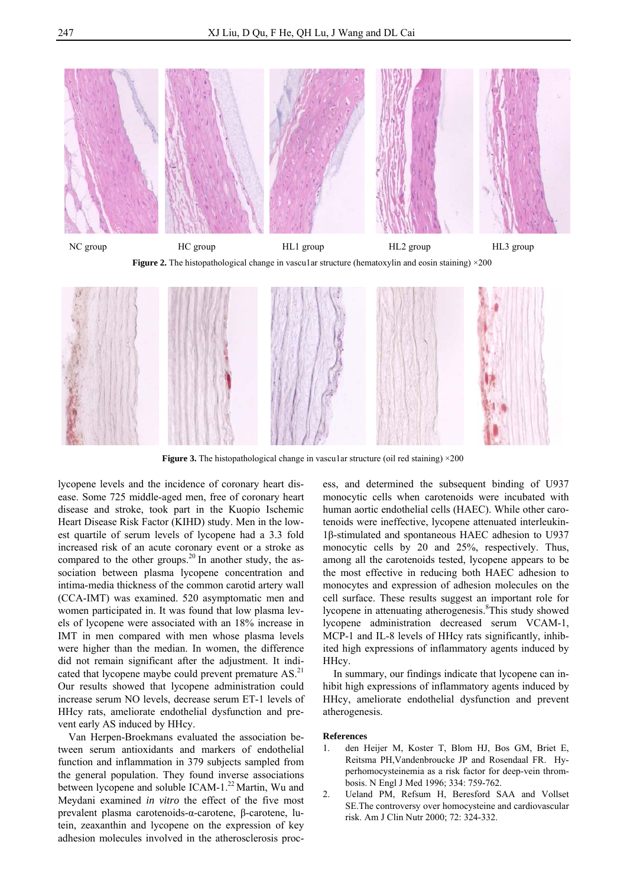NC group HC group HL1 group HL2 group HL3 group

**Figure 2.** The histopathological change in vascu1ar structure (hematoxylin and eosin staining) ×200

**Figure 3.** The histopathological change in vascu1ar structure (oil red staining) ×200

lycopene levels and the incidence of coronary heart disease. Some 725 middle-aged men, free of coronary heart disease and stroke, took part in the Kuopio Ischemic Heart Disease Risk Factor (KIHD) study. Men in the lowest quartile of serum levels of lycopene had a 3.3 fold increased risk of an acute coronary event or a stroke as compared to the other groups.[20] In another study, the association between plasma lycopene concentration and intima-media thickness of the common carotid artery wall (CCA-IMT) was examined. 520 asymptomatic men and women participated in. It was found that low plasma levels of lycopene were associated with an 18% increase in IMT in men compared with men whose plasma levels were higher than the median. In women, the difference did not remain significant after the adjustment. It indicated that lycopene maybe could prevent premature AS.[21] Our results showed that lycopene administration could increase serum NO levels, decrease serum ET-1 levels of HHcy rats, ameliorate endothelial dysfunction and prevent early AS induced by HHcy.

Van Herpen-Broekmans evaluated the association between serum antioxidants and markers of endothelial function and inflammation in 379 subjects sampled from the general population. They found inverse associations between lycopene and soluble ICAM-1.[22] Martin, Wu and Meydani examined *in vitro* the effect of the five most prevalent plasma carotenoids-α-carotene, β-carotene, lutein, zeaxanthin and lycopene on the expression of key adhesion molecules involved in the atherosclerosis process, and determined the subsequent binding of U937 monocytic cells when carotenoids were incubated with human aortic endothelial cells (HAEC). While other carotenoids were ineffective, lycopene attenuated interleukin-1β-stimulated and spontaneous HAEC adhesion to U937 monocytic cells by 20 and 25%, respectively. Thus, among all the carotenoids tested, lycopene appears to be the most effective in reducing both HAEC adhesion to monocytes and expression of adhesion molecules on the cell surface. These results suggest an important role for lycopene in attenuating atherogenesis.[8] This study showed lycopene administration decreased serum VCAM-1, MCP-1 and IL-8 levels of HHcy rats significantly, inhibited high expressions of inflammatory agents induced by HHcy.

In summary, our findings indicate that lycopene can inhibit high expressions of inflammatory agents induced by HHcy, ameliorate endothelial dysfunction and prevent atherogenesis.

**References**

1. den Heijer M, Koster T, Blom HJ, Bos GM, Briet E, Reitsma PH,Vandenbroucke JP and Rosendaal FR. Hyperhomocysteinemia as a risk factor for deep-vein thrombosis. N Engl J Med 1996; 334: 759-762.
2. Ueland PM, Refsum H, Beresford SAA and Vollset SE.The controversy over homocysteine and cardiovascular risk. Am J Clin Nutr 2000; 72: 324-332.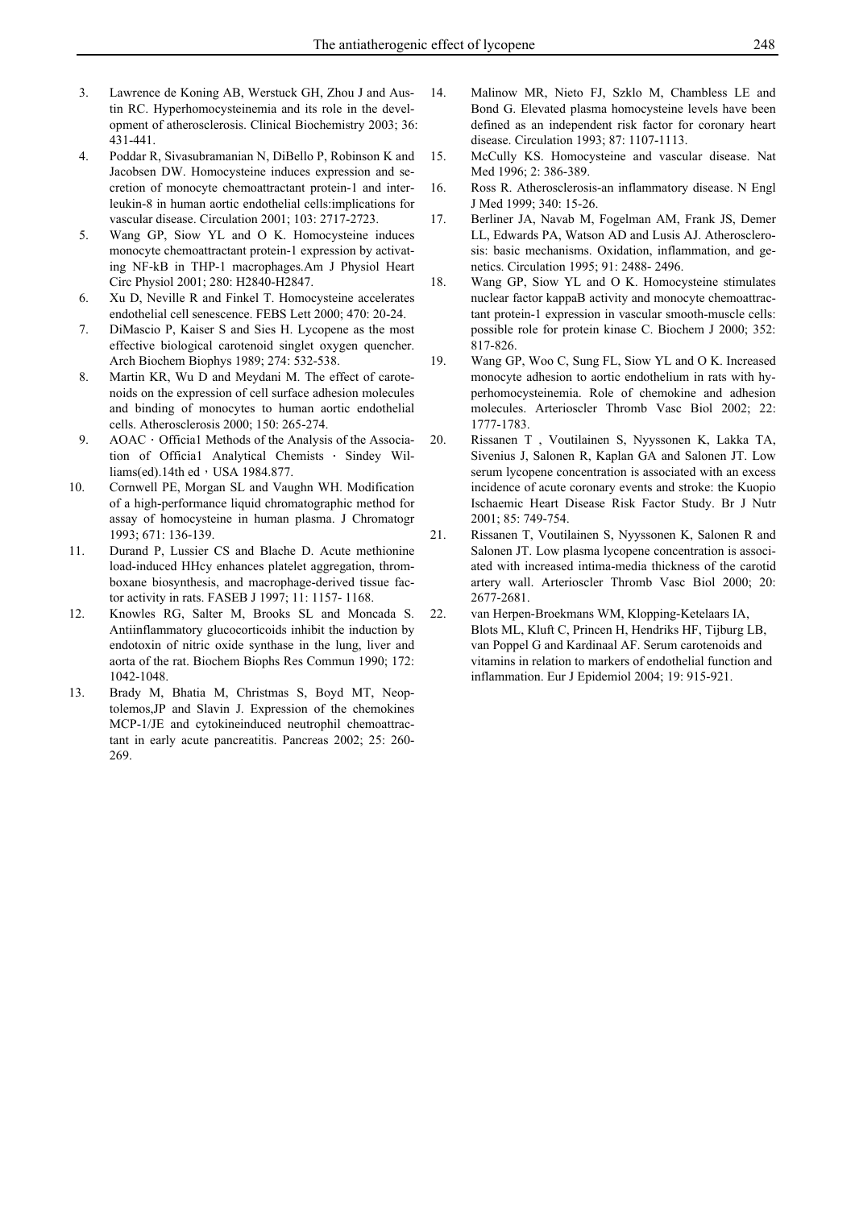3. Lawrence de Koning AB, Werstuck GH, Zhou J and Austin RC. Hyperhomocysteinemia and its role in the development of atherosclerosis. Clinical Biochemistry 2003; 36: 431-441.
4. Poddar R, Sivasubramanian N, DiBello P, Robinson K and Jacobsen DW. Homocysteine induces expression and secretion of monocyte chemoattractant protein-1 and interleukin-8 in human aortic endothelial cells:implications for vascular disease. Circulation 2001; 103: 2717-2723.
5. Wang GP, Siow YL and O K. Homocysteine induces monocyte chemoattractant protein-1 expression by activating NF-kB in THP-1 macrophages.Am J Physiol Heart Circ Physiol 2001; 280: H2840-H2847.
6. Xu D, Neville R and Finkel T. Homocysteine accelerates endothelial cell senescence. FEBS Lett 2000; 470: 20-24.
7. DiMascio P, Kaiser S and Sies H. Lycopene as the most effective biological carotenoid singlet oxygen quencher. Arch Biochem Biophys 1989; 274: 532-538.
8. Martin KR, Wu D and Meydani M. The effect of carotenoids on the expression of cell surface adhesion molecules and binding of monocytes to human aortic endothelial cells. Atherosclerosis 2000; 150: 265-274.
9. AOAC．Officia1 Methods of the Analysis of the Association of Officia1 Analytical Chemists．Sindey Williams(ed).14th ed，USA 1984.877.
10. Cornwell PE, Morgan SL and Vaughn WH. Modification of a high-performance liquid chromatographic method for assay of homocysteine in human plasma. J Chromatogr 1993; 671: 136-139.
11. Durand P, Lussier CS and Blache D. Acute methionine load-induced HHcy enhances platelet aggregation, thromboxane biosynthesis, and macrophage-derived tissue factor activity in rats. FASEB J 1997; 11: 1157- 1168.
12. Knowles RG, Salter M, Brooks SL and Moncada S. Antiinflammatory glucocorticoids inhibit the induction by endotoxin of nitric oxide synthase in the lung, liver and aorta of the rat. Biochem Biophs Res Commun 1990; 172: 1042-1048.
13. Brady M, Bhatia M, Christmas S, Boyd MT, Neoptolemos,JP and Slavin J. Expression of the chemokines MCP-1/JE and cytokineinduced neutrophil chemoattractant in early acute pancreatitis. Pancreas 2002; 25: 260-269.
14. Malinow MR, Nieto FJ, Szklo M, Chambless LE and Bond G. Elevated plasma homocysteine levels have been defined as an independent risk factor for coronary heart disease. Circulation 1993; 87: 1107-1113.
15. McCully KS. Homocysteine and vascular disease. Nat Med 1996; 2: 386-389.
16. Ross R. Atherosclerosis-an inflammatory disease. N Engl J Med 1999; 340: 15-26.
17. Berliner JA, Navab M, Fogelman AM, Frank JS, Demer LL, Edwards PA, Watson AD and Lusis AJ. Atherosclerosis: basic mechanisms. Oxidation, inflammation, and genetics. Circulation 1995; 91: 2488- 2496.
18. Wang GP, Siow YL and O K. Homocysteine stimulates nuclear factor kappaB activity and monocyte chemoattractant protein-1 expression in vascular smooth-muscle cells: possible role for protein kinase C. Biochem J 2000; 352: 817-826.
19. Wang GP, Woo C, Sung FL, Siow YL and O K. Increased monocyte adhesion to aortic endothelium in rats with hyperhomocysteinemia. Role of chemokine and adhesion molecules. Arterioscler Thromb Vasc Biol 2002; 22: 1777-1783.
20. Rissanen T , Voutilainen S, Nyyssonen K, Lakka TA, Sivenius J, Salonen R, Kaplan GA and Salonen JT. Low serum lycopene concentration is associated with an excess incidence of acute coronary events and stroke: the Kuopio Ischaemic Heart Disease Risk Factor Study. Br J Nutr 2001; 85: 749-754.
21. Rissanen T, Voutilainen S, Nyyssonen K, Salonen R and Salonen JT. Low plasma lycopene concentration is associated with increased intima-media thickness of the carotid artery wall. Arterioscler Thromb Vasc Biol 2000; 20: 2677-2681.
22. van Herpen-Broekmans WM, Klopping-Ketelaars IA, Blots ML, Kluft C, Princen H, Hendriks HF, Tijburg LB, van Poppel G and Kardinaal AF. Serum carotenoids and vitamins in relation to markers of endothelial function and inflammation. Eur J Epidemiol 2004; 19: 915-921.